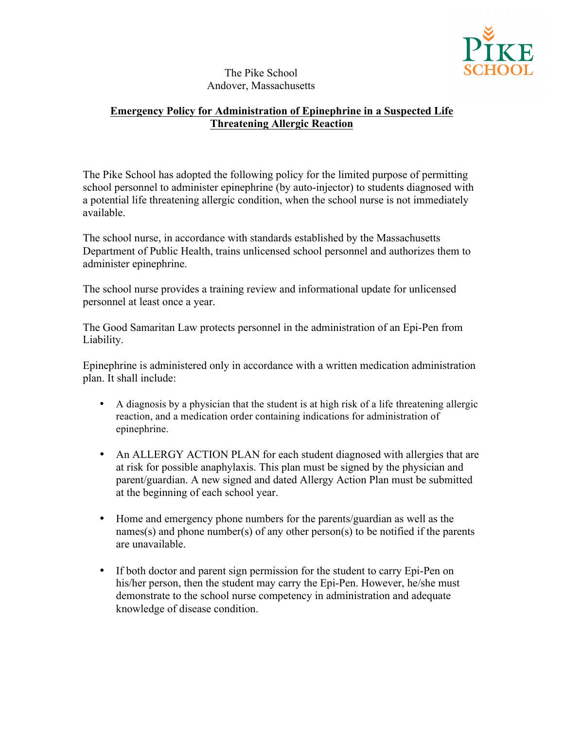The Pike School
Andover, Massachusetts

## Emergency Policy for Administration of Epinephrine in a Suspected Life Threatening Allergic Reaction

The Pike School has adopted the following policy for the limited purpose of permitting school personnel to administer epinephrine (by auto-injector) to students diagnosed with a potential life threatening allergic condition, when the school nurse is not immediately available.

The school nurse, in accordance with standards established by the Massachusetts Department of Public Health, trains unlicensed school personnel and authorizes them to administer epinephrine.

The school nurse provides a training review and informational update for unlicensed personnel at least once a year.

The Good Samaritan Law protects personnel in the administration of an Epi-Pen from Liability.

Epinephrine is administered only in accordance with a written medication administration plan. It shall include:

- A diagnosis by a physician that the student is at high risk of a life threatening allergic reaction, and a medication order containing indications for administration of epinephrine.
- An ALLERGY ACTION PLAN for each student diagnosed with allergies that are at risk for possible anaphylaxis. This plan must be signed by the physician and parent/guardian. A new signed and dated Allergy Action Plan must be submitted at the beginning of each school year.
- Home and emergency phone numbers for the parents/guardian as well as the names(s) and phone number(s) of any other person(s) to be notified if the parents are unavailable.
- If both doctor and parent sign permission for the student to carry Epi-Pen on his/her person, then the student may carry the Epi-Pen. However, he/she must demonstrate to the school nurse competency in administration and adequate knowledge of disease condition.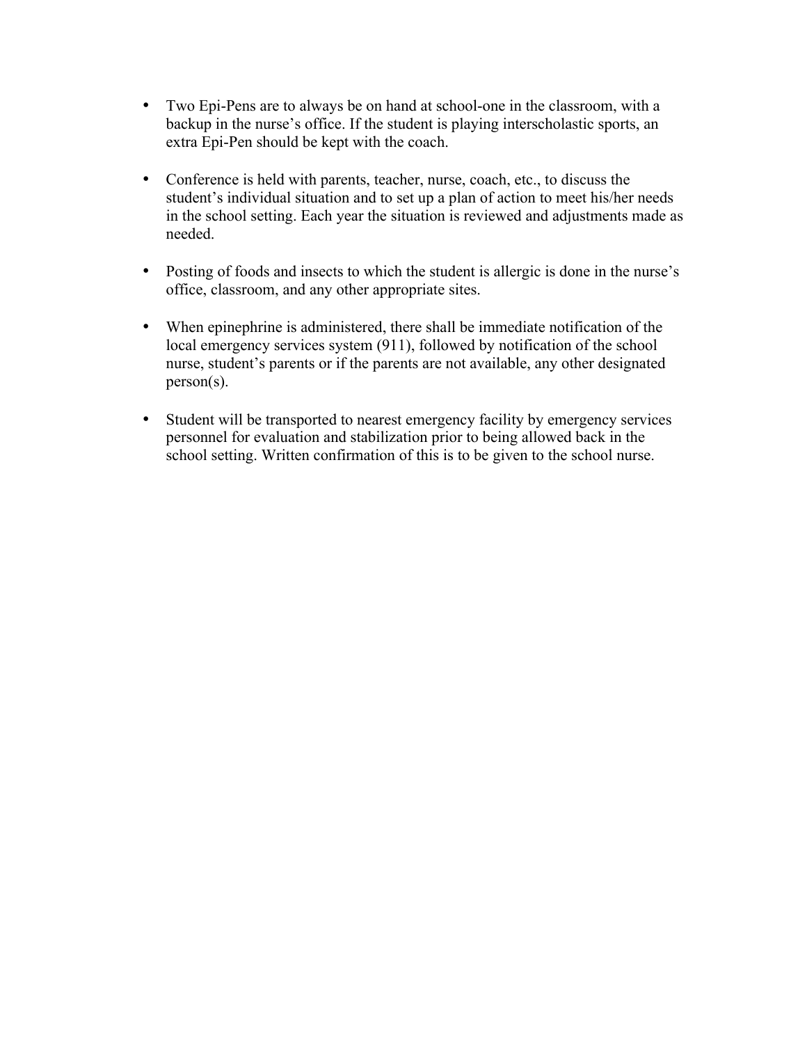- Two Epi-Pens are to always be on hand at school-one in the classroom, with a backup in the nurse's office. If the student is playing interscholastic sports, an extra Epi-Pen should be kept with the coach.

- Conference is held with parents, teacher, nurse, coach, etc., to discuss the student's individual situation and to set up a plan of action to meet his/her needs in the school setting. Each year the situation is reviewed and adjustments made as needed.

- Posting of foods and insects to which the student is allergic is done in the nurse's office, classroom, and any other appropriate sites.

- When epinephrine is administered, there shall be immediate notification of the local emergency services system (911), followed by notification of the school nurse, student's parents or if the parents are not available, any other designated person(s).

- Student will be transported to nearest emergency facility by emergency services personnel for evaluation and stabilization prior to being allowed back in the school setting. Written confirmation of this is to be given to the school nurse.